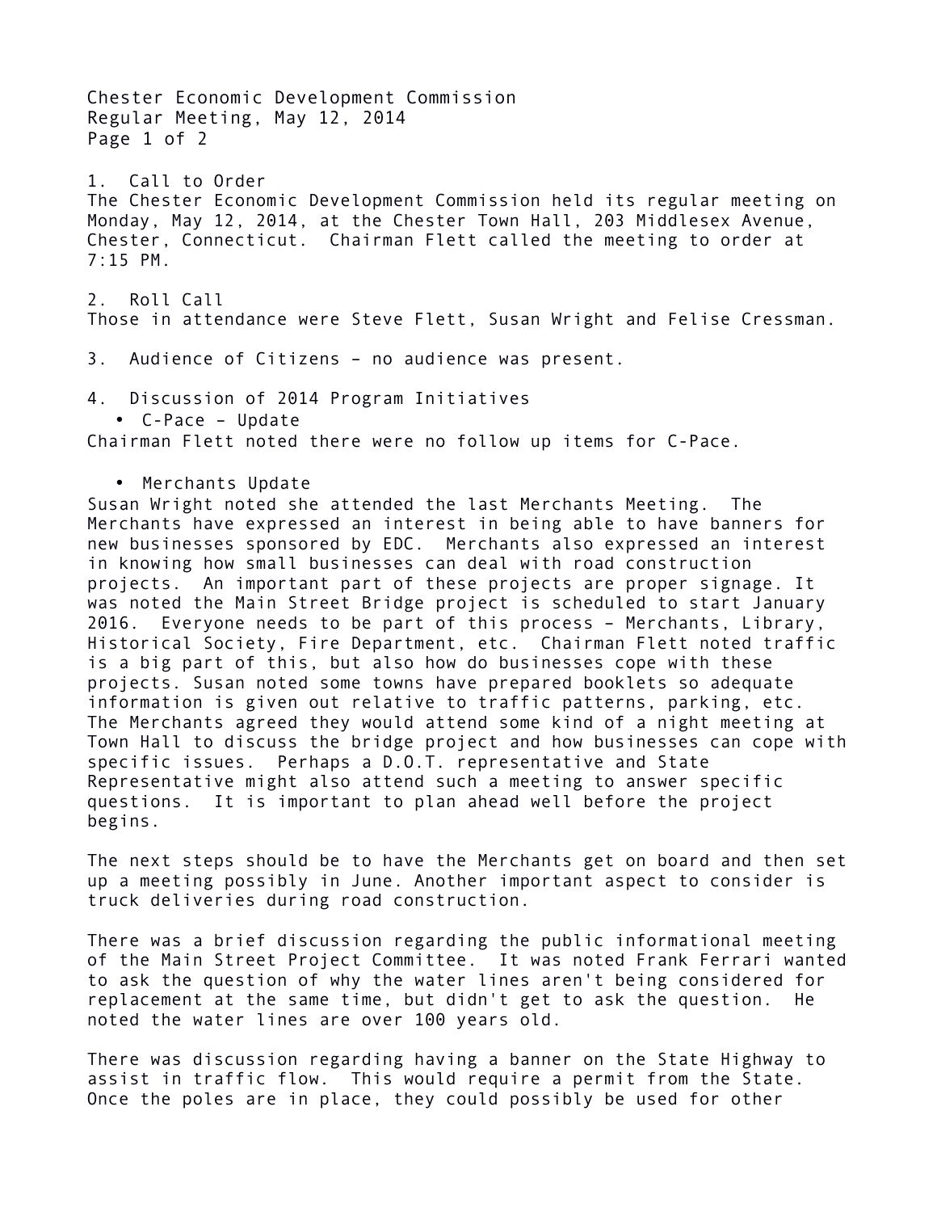Chester Economic Development Commission
Regular Meeting, May 12, 2014

## 1. Call to Order

The Chester Economic Development Commission held its regular meeting on Monday, May 12, 2014, at the Chester Town Hall, 203 Middlesex Avenue, Chester, Connecticut. Chairman Flett called the meeting to order at 7:15 PM.

## 2. Roll Call

Those in attendance were Steve Flett, Susan Wright and Felise Cressman.

## 3. Audience of Citizens – no audience was present.

## 4. Discussion of 2014 Program Initiatives

- C-Pace – Update

Chairman Flett noted there were no follow up items for C-Pace.

- Merchants Update

Susan Wright noted she attended the last Merchants Meeting. The Merchants have expressed an interest in being able to have banners for new businesses sponsored by EDC. Merchants also expressed an interest in knowing how small businesses can deal with road construction projects. An important part of these projects are proper signage. It was noted the Main Street Bridge project is scheduled to start January 2016. Everyone needs to be part of this process – Merchants, Library, Historical Society, Fire Department, etc. Chairman Flett noted traffic is a big part of this, but also how do businesses cope with these projects. Susan noted some towns have prepared booklets so adequate information is given out relative to traffic patterns, parking, etc. The Merchants agreed they would attend some kind of a night meeting at Town Hall to discuss the bridge project and how businesses can cope with specific issues. Perhaps a D.O.T. representative and State Representative might also attend such a meeting to answer specific questions. It is important to plan ahead well before the project begins.

The next steps should be to have the Merchants get on board and then set up a meeting possibly in June. Another important aspect to consider is truck deliveries during road construction.

There was a brief discussion regarding the public informational meeting of the Main Street Project Committee. It was noted Frank Ferrari wanted to ask the question of why the water lines aren't being considered for replacement at the same time, but didn't get to ask the question. He noted the water lines are over 100 years old.

There was discussion regarding having a banner on the State Highway to assist in traffic flow. This would require a permit from the State. Once the poles are in place, they could possibly be used for other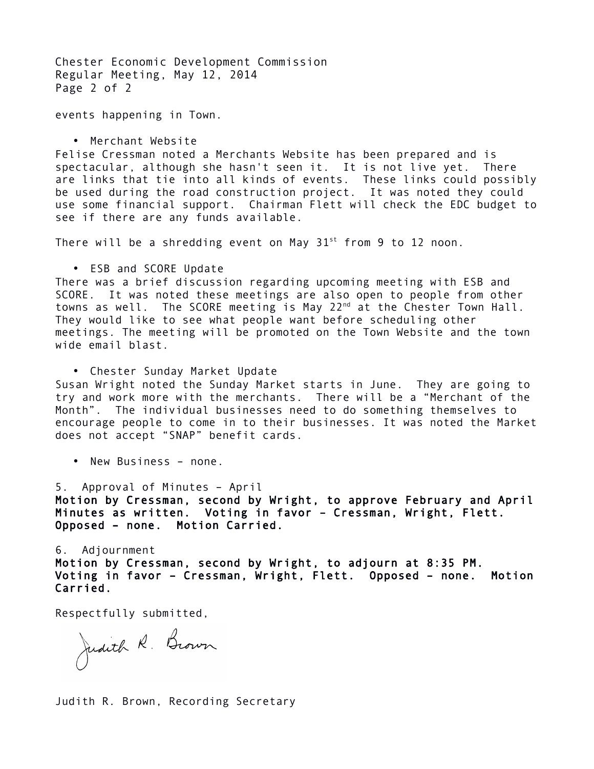events happening in Town.

- Merchant Website

Felise Cressman noted a Merchants Website has been prepared and is spectacular, although she hasn't seen it. It is not live yet. There are links that tie into all kinds of events. These links could possibly be used during the road construction project. It was noted they could use some financial support. Chairman Flett will check the EDC budget to see if there are any funds available.

There will be a shredding event on May 31st from 9 to 12 noon.

- ESB and SCORE Update

There was a brief discussion regarding upcoming meeting with ESB and SCORE. It was noted these meetings are also open to people from other towns as well. The SCORE meeting is May 22nd at the Chester Town Hall. They would like to see what people want before scheduling other meetings. The meeting will be promoted on the Town Website and the town wide email blast.

- Chester Sunday Market Update

Susan Wright noted the Sunday Market starts in June. They are going to try and work more with the merchants. There will be a “Merchant of the Month”. The individual businesses need to do something themselves to encourage people to come in to their businesses. It was noted the Market does not accept “SNAP” benefit cards.

- New Business – none.

5. Approval of Minutes – April

**Motion by Cressman, second by Wright, to approve February and April Minutes as written. Voting in favor – Cressman, Wright, Flett. Opposed – none. Motion Carried.**

6. Adjournment

**Motion by Cressman, second by Wright, to adjourn at 8:35 PM. Voting in favor – Cressman, Wright, Flett. Opposed – none. Motion Carried.**

Respectfully submitted,

Judith R. Brown

Judith R. Brown, Recording Secretary